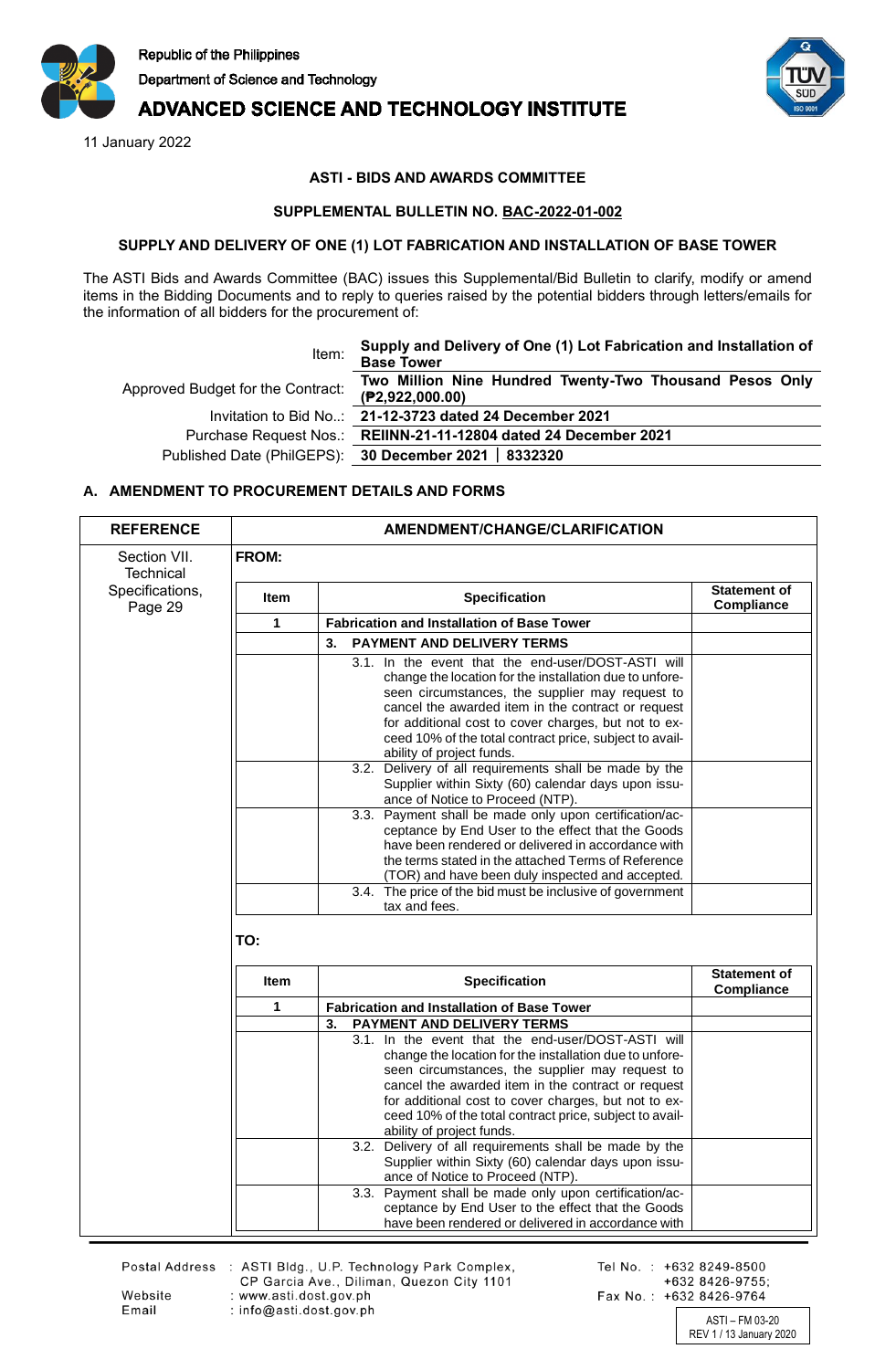Republic of the Philippines

Department of Science and Technology

# ADVANCED SCIENCE AND TECHNOLOGY INSTITUTE

11 January 2022

## ASTI - BIDS AND AWARDS COMMITTEE

### SUPPLEMENTAL BULLETIN NO. BAC-2022-01-002

### SUPPLY AND DELIVERY OF ONE (1) LOT FABRICATION AND INSTALLATION OF BASE TOWER

The ASTI Bids and Awards Committee (BAC) issues this Supplemental/Bid Bulletin to clarify, modify or amend items in the Bidding Documents and to reply to queries raised by the potential bidders through letters/emails for the information of all bidders for the procurement of:

| | |
|---|---|
| Item: | **Supply and Delivery of One (1) Lot Fabrication and Installation of Base Tower** |
| Approved Budget for the Contract: | **Two Million Nine Hundred Twenty-Two Thousand Pesos Only (₱2,922,000.00)** |
| Invitation to Bid No..: | **21-12-3723 dated 24 December 2021** |
| Purchase Request Nos.: | **REIINN-21-11-12804 dated 24 December 2021** |
| Published Date (PhilGEPS): | **30 December 2021 │ 8332320** |

### A. AMENDMENT TO PROCUREMENT DETAILS AND FORMS

| REFERENCE | AMENDMENT/CHANGE/CLARIFICATION |
|---|---|
| Section VII. Technical Specifications, Page 29 | **FROM:** |

| Item | Specification | Statement of Compliance |
|---|---|---|
| 1 | **Fabrication and Installation of Base Tower** | |
| | **3. PAYMENT AND DELIVERY TERMS** | |
| | 3.1. In the event that the end-user/DOST-ASTI will change the location for the installation due to unforeseen circumstances, the supplier may request to cancel the awarded item in the contract or request for additional cost to cover charges, but not to exceed 10% of the total contract price, subject to availability of project funds. | |
| | 3.2. Delivery of all requirements shall be made by the Supplier within Sixty (60) calendar days upon issuance of Notice to Proceed (NTP). | |
| | 3.3. Payment shall be made only upon certification/acceptance by End User to the effect that the Goods have been rendered or delivered in accordance with the terms stated in the attached Terms of Reference (TOR) and have been duly inspected and accepted. | |
| | 3.4. The price of the bid must be inclusive of government tax and fees. | |

**TO:**

| Item | Specification | Statement of Compliance |
|---|---|---|
| 1 | **Fabrication and Installation of Base Tower** | |
| | **3. PAYMENT AND DELIVERY TERMS** | |
| | 3.1. In the event that the end-user/DOST-ASTI will change the location for the installation due to unforeseen circumstances, the supplier may request to cancel the awarded item in the contract or request for additional cost to cover charges, but not to exceed 10% of the total contract price, subject to availability of project funds. | |
| | 3.2. Delivery of all requirements shall be made by the Supplier within Sixty (60) calendar days upon issuance of Notice to Proceed (NTP). | |
| | 3.3. Payment shall be made only upon certification/acceptance by End User to the effect that the Goods have been rendered or delivered in accordance with | |

Postal Address : ASTI Bldg., U.P. Technology Park Complex, CP Garcia Ave., Diliman, Quezon City 1101
Website : www.asti.dost.gov.ph
Email : info@asti.dost.gov.ph

Tel No. : +632 8249-8500; +632 8426-9755;
Fax No. : +632 8426-9764

ASTI – FM 03-20
REV 1 / 13 January 2020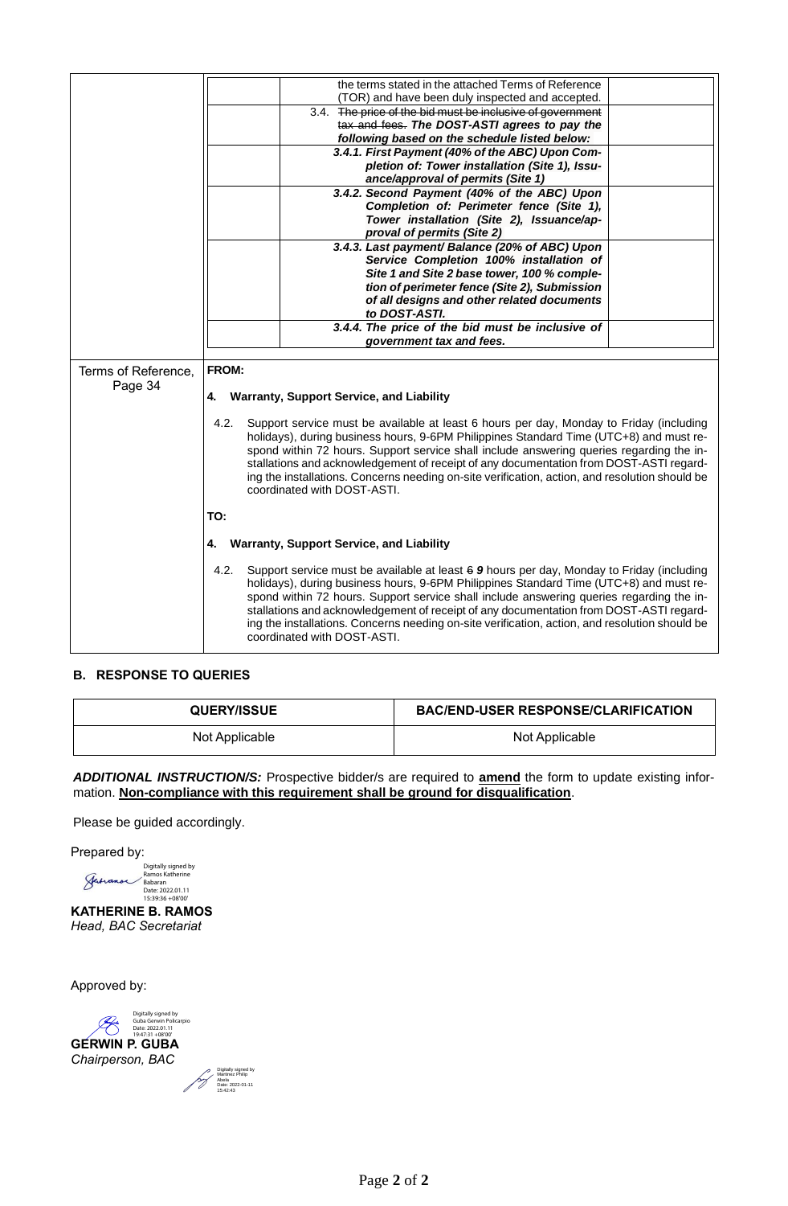| | | | |
|---|---|---|---|
| | | the terms stated in the attached Terms of Reference (TOR) and have been duly inspected and accepted. | |
| | | 3.4. ~~The price of the bid must be inclusive of government tax and fees.~~ ***The DOST-ASTI agrees to pay the following based on the schedule listed below:*** | |
| | | ***3.4.1. First Payment (40% of the ABC) Upon Completion of: Tower installation (Site 1), Issuance/approval of permits (Site 1)*** | |
| | | ***3.4.2. Second Payment (40% of the ABC) Upon Completion of: Perimeter fence (Site 1), Tower installation (Site 2), Issuance/approval of permits (Site 2)*** | |
| | | ***3.4.3. Last payment/ Balance (20% of ABC) Upon Service Completion 100% installation of Site 1 and Site 2 base tower, 100 % completion of perimeter fence (Site 2), Submission of all designs and other related documents to DOST-ASTI.*** | |
| | | ***3.4.4. The price of the bid must be inclusive of government tax and fees.*** | |

| | |
|---|---|
| Terms of Reference, Page 34 | **FROM:**<br><br>**4. Warranty, Support Service, and Liability**<br><br>4.2. Support service must be available at least 6 hours per day, Monday to Friday (including holidays), during business hours, 9-6PM Philippines Standard Time (UTC+8) and must respond within 72 hours. Support service shall include answering queries regarding the installations and acknowledgement of receipt of any documentation from DOST-ASTI regarding the installations. Concerns needing on-site verification, action, and resolution should be coordinated with DOST-ASTI.<br><br>**TO:**<br><br>**4. Warranty, Support Service, and Liability**<br><br>4.2. Support service must be available at least ~~6~~ ***9*** hours per day, Monday to Friday (including holidays), during business hours, 9-6PM Philippines Standard Time (UTC+8) and must respond within 72 hours. Support service shall include answering queries regarding the installations and acknowledgement of receipt of any documentation from DOST-ASTI regarding the installations. Concerns needing on-site verification, action, and resolution should be coordinated with DOST-ASTI. |

## B. RESPONSE TO QUERIES

| QUERY/ISSUE | BAC/END-USER RESPONSE/CLARIFICATION |
|---|---|
| Not Applicable | Not Applicable |

***ADDITIONAL INSTRUCTION/S:*** Prospective bidder/s are required to **amend** the form to update existing information. **Non-compliance with this requirement shall be ground for disqualification**.

Please be guided accordingly.

Prepared by:

Digitally signed by Ramos Katherine Babaran
Date: 2022.01.11 15:39:36 +08'00'

**KATHERINE B. RAMOS**
*Head, BAC Secretariat*

Approved by:

Digitally signed by Guba Gerwin Policarpio
Date: 2022.01.11 19:47:31 +08'00'

**GERWIN P. GUBA**
*Chairperson, BAC*

Digitally signed by Martinez Philip Abela
Date: 2022-01-11 15:42:43